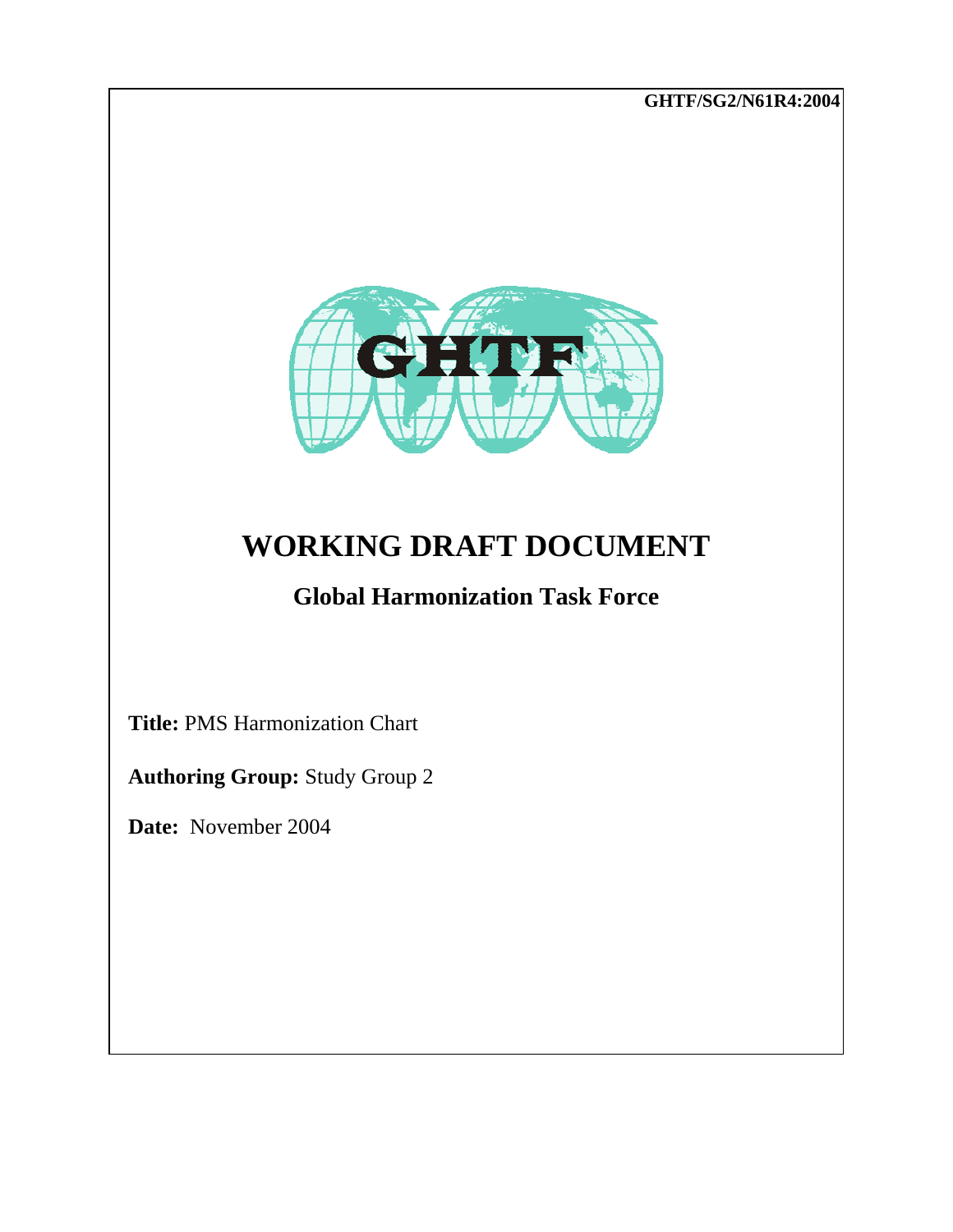GHTF/SG2/N61R4:2004

# WORKING DRAFT DOCUMENT

## Global Harmonization Task Force

**Title:** PMS Harmonization Chart

**Authoring Group:** Study Group 2

**Date:** November 2004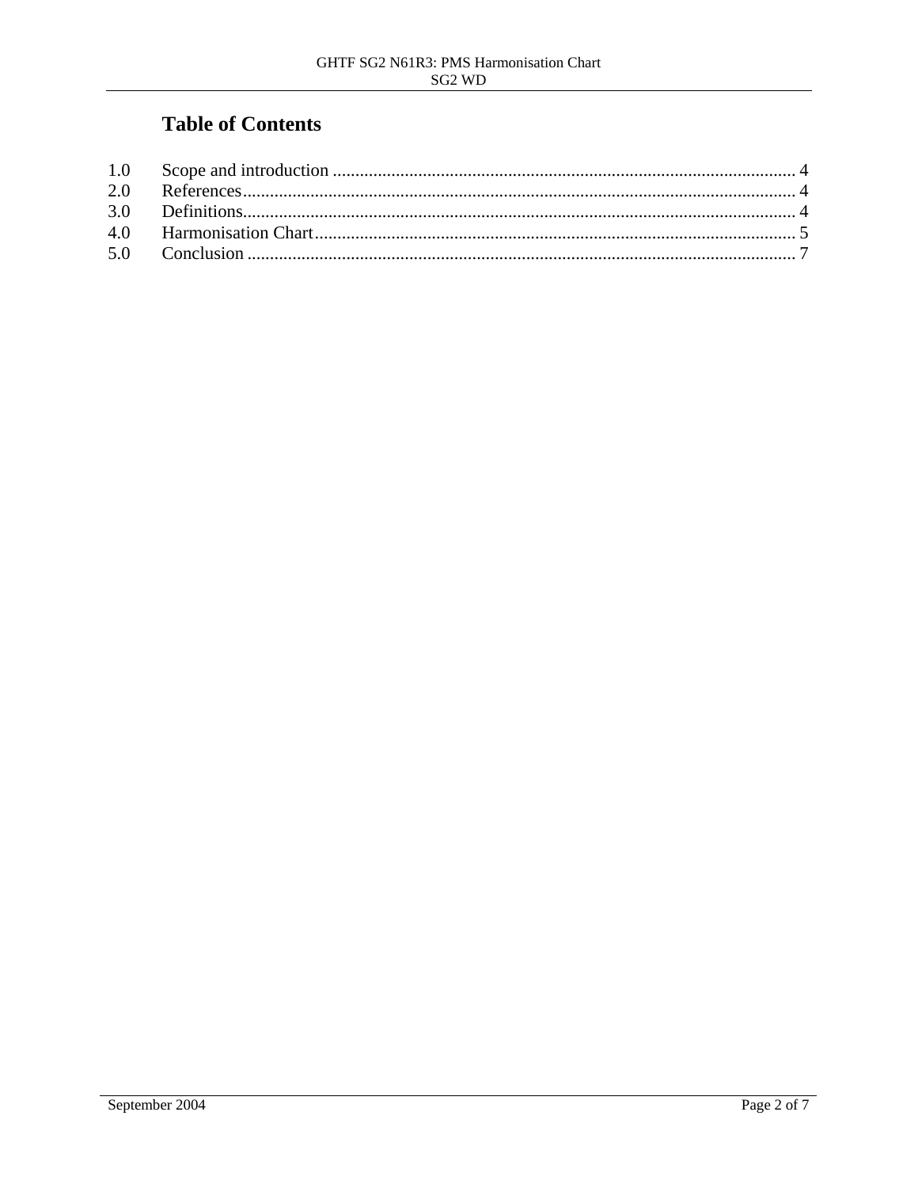# Table of Contents

1.0 Scope and introduction ....................................................................................................... 4
2.0 References.......................................................................................................................... 4
3.0 Definitions.......................................................................................................................... 4
4.0 Harmonisation Chart.......................................................................................................... 5
5.0 Conclusion ......................................................................................................................... 7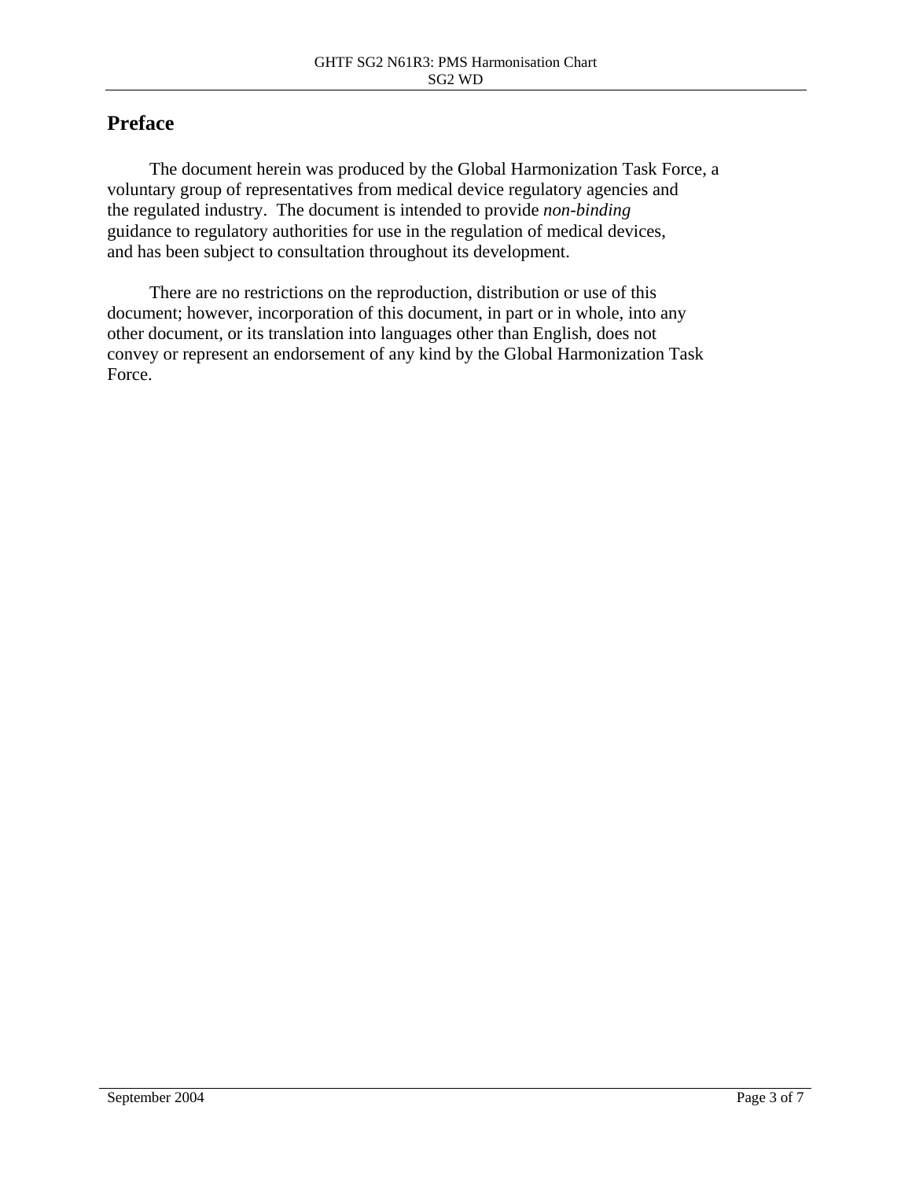## Preface

The document herein was produced by the Global Harmonization Task Force, a voluntary group of representatives from medical device regulatory agencies and the regulated industry. The document is intended to provide *non-binding* guidance to regulatory authorities for use in the regulation of medical devices, and has been subject to consultation throughout its development.

There are no restrictions on the reproduction, distribution or use of this document; however, incorporation of this document, in part or in whole, into any other document, or its translation into languages other than English, does not convey or represent an endorsement of any kind by the Global Harmonization Task Force.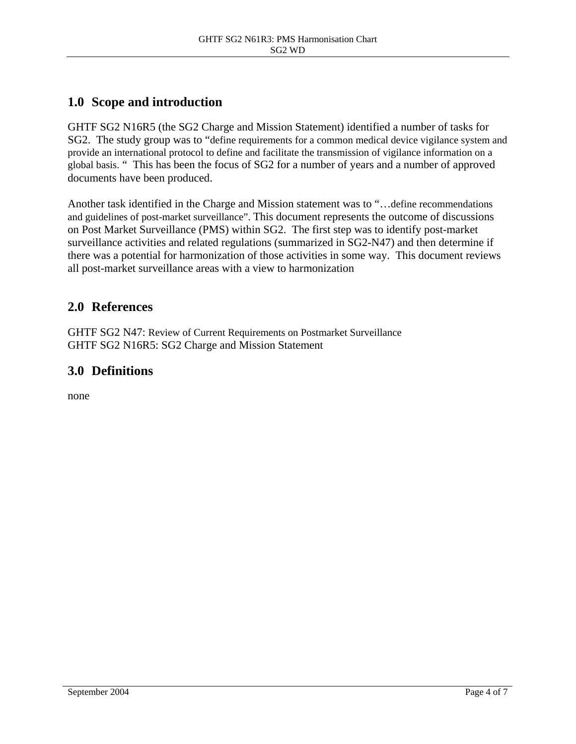## 1.0 Scope and introduction

GHTF SG2 N16R5 (the SG2 Charge and Mission Statement) identified a number of tasks for SG2. The study group was to "define requirements for a common medical device vigilance system and provide an international protocol to define and facilitate the transmission of vigilance information on a global basis. " This has been the focus of SG2 for a number of years and a number of approved documents have been produced.

Another task identified in the Charge and Mission statement was to "…define recommendations and guidelines of post-market surveillance". This document represents the outcome of discussions on Post Market Surveillance (PMS) within SG2. The first step was to identify post-market surveillance activities and related regulations (summarized in SG2-N47) and then determine if there was a potential for harmonization of those activities in some way. This document reviews all post-market surveillance areas with a view to harmonization

## 2.0 References

GHTF SG2 N47: Review of Current Requirements on Postmarket Surveillance
GHTF SG2 N16R5: SG2 Charge and Mission Statement

## 3.0 Definitions

none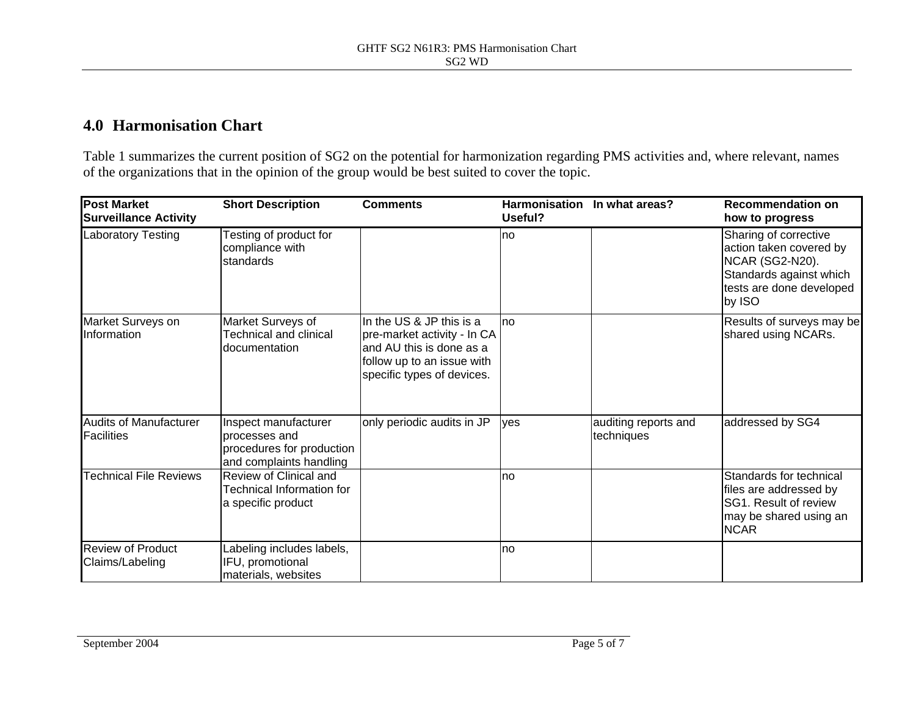## 4.0 Harmonisation Chart

Table 1 summarizes the current position of SG2 on the potential for harmonization regarding PMS activities and, where relevant, names of the organizations that in the opinion of the group would be best suited to cover the topic.

| Post Market Surveillance Activity | Short Description | Comments | Harmonisation Useful? | In what areas? | Recommendation on how to progress |
|---|---|---|---|---|---|
| Laboratory Testing | Testing of product for compliance with standards | | no | | Sharing of corrective action taken covered by NCAR (SG2-N20). Standards against which tests are done developed by ISO |
| Market Surveys on Information | Market Surveys of Technical and clinical documentation | In the US & JP this is a pre-market activity - In CA and AU this is done as a follow up to an issue with specific types of devices. | no | | Results of surveys may be shared using NCARs. |
| Audits of Manufacturer Facilities | Inspect manufacturer processes and procedures for production and complaints handling | only periodic audits in JP | yes | auditing reports and techniques | addressed by SG4 |
| Technical File Reviews | Review of Clinical and Technical Information for a specific product | | no | | Standards for technical files are addressed by SG1. Result of review may be shared using an NCAR |
| Review of Product Claims/Labeling | Labeling includes labels, IFU, promotional materials, websites | | no | | |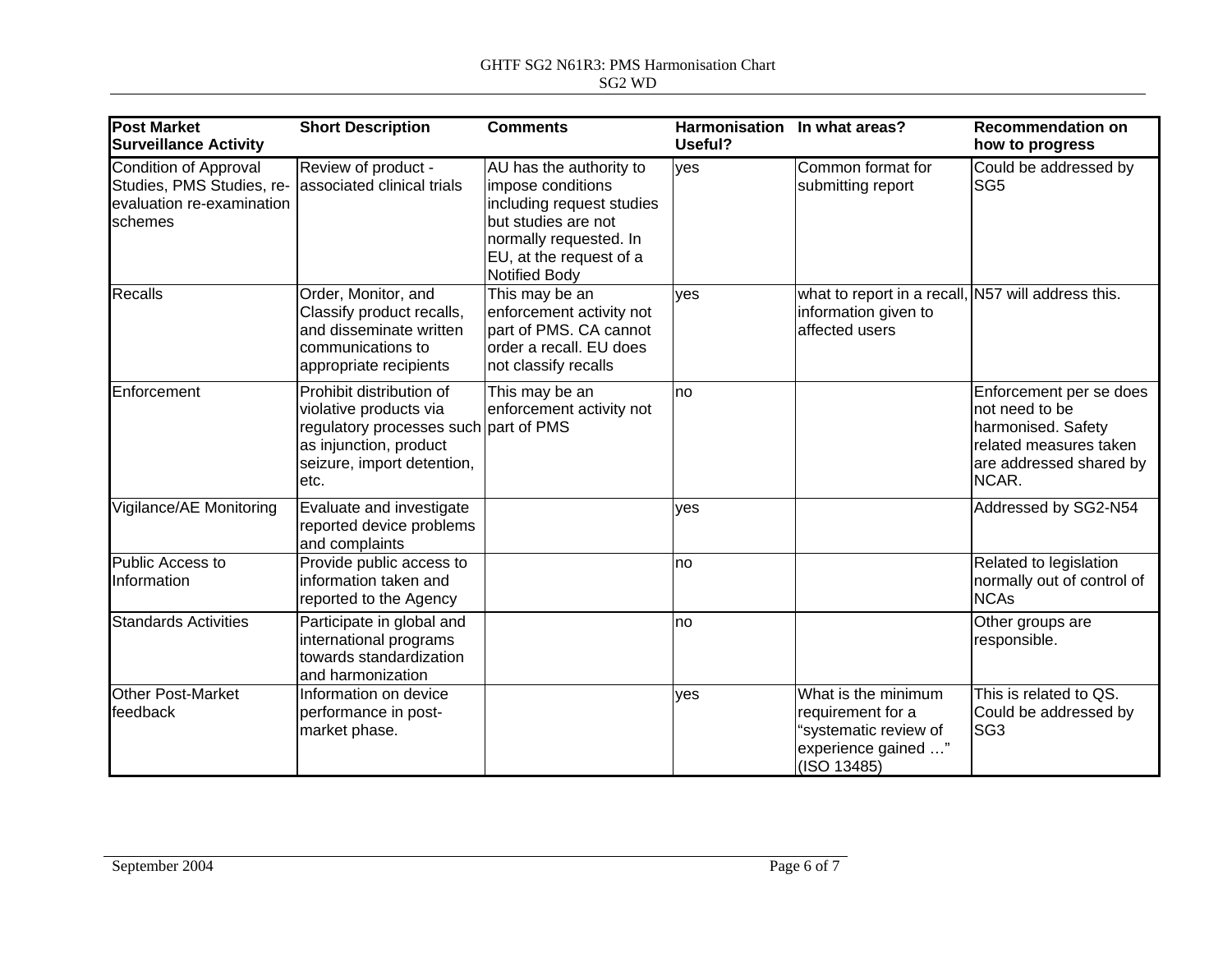| Post Market Surveillance Activity | Short Description | Comments | Harmonisation Useful? | In what areas? | Recommendation on how to progress |
|---|---|---|---|---|---|
| Condition of Approval Studies, PMS Studies, re-evaluation re-examination schemes | Review of product - associated clinical trials | AU has the authority to impose conditions including request studies but studies are not normally requested. In EU, at the request of a Notified Body | yes | Common format for submitting report | Could be addressed by SG5 |
| Recalls | Order, Monitor, and Classify product recalls, and disseminate written communications to appropriate recipients | This may be an enforcement activity not part of PMS. CA cannot order a recall. EU does not classify recalls | yes | what to report in a recall, information given to affected users | N57 will address this. |
| Enforcement | Prohibit distribution of violative products via regulatory processes such as injunction, product seizure, import detention, etc. | This may be an enforcement activity not part of PMS | no | | Enforcement per se does not need to be harmonised. Safety related measures taken are addressed shared by NCAR. |
| Vigilance/AE Monitoring | Evaluate and investigate reported device problems and complaints | | yes | | Addressed by SG2-N54 |
| Public Access to Information | Provide public access to information taken and reported to the Agency | | no | | Related to legislation normally out of control of NCAs |
| Standards Activities | Participate in global and international programs towards standardization and harmonization | | no | | Other groups are responsible. |
| Other Post-Market feedback | Information on device performance in post-market phase. | | yes | What is the minimum requirement for a "systematic review of experience gained …" (ISO 13485) | This is related to QS. Could be addressed by SG3 |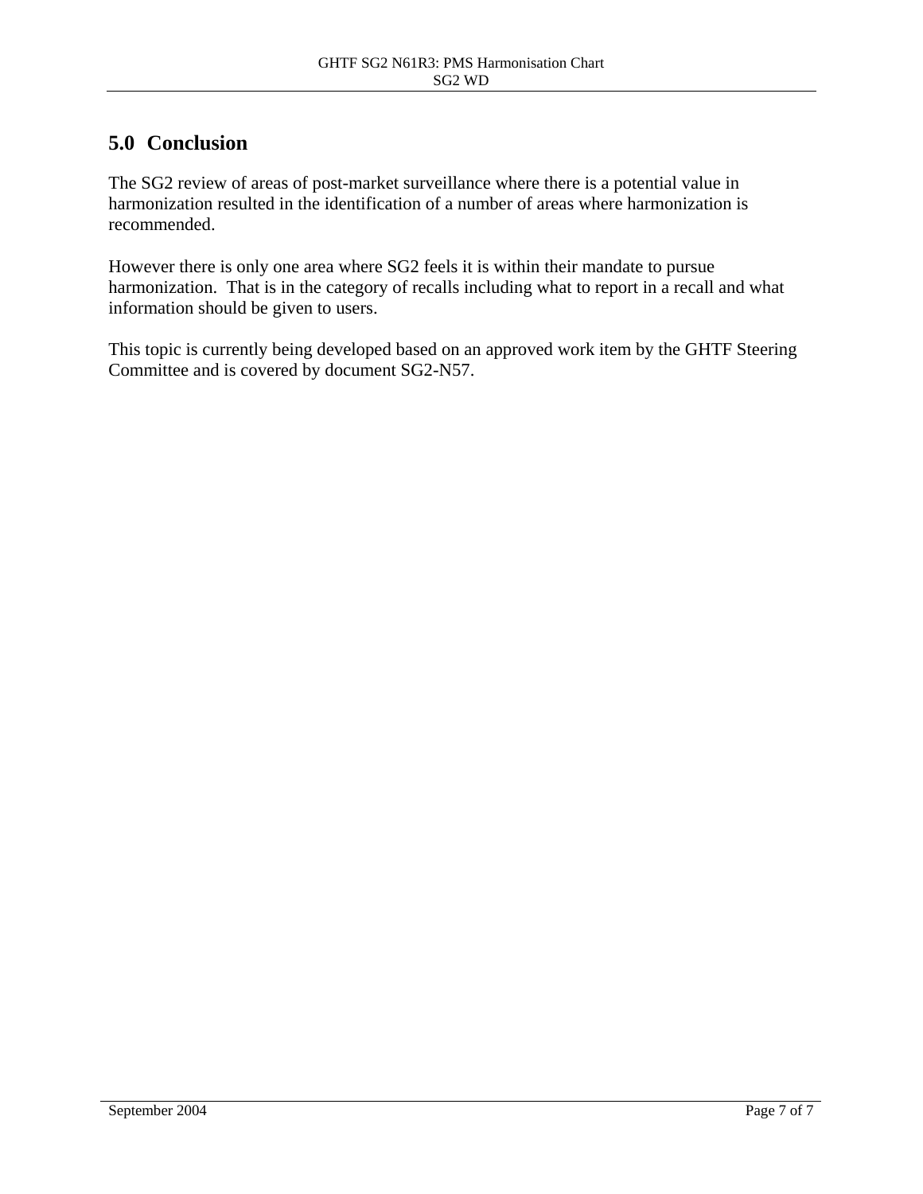## 5.0 Conclusion

The SG2 review of areas of post-market surveillance where there is a potential value in harmonization resulted in the identification of a number of areas where harmonization is recommended.

However there is only one area where SG2 feels it is within their mandate to pursue harmonization. That is in the category of recalls including what to report in a recall and what information should be given to users.

This topic is currently being developed based on an approved work item by the GHTF Steering Committee and is covered by document SG2-N57.